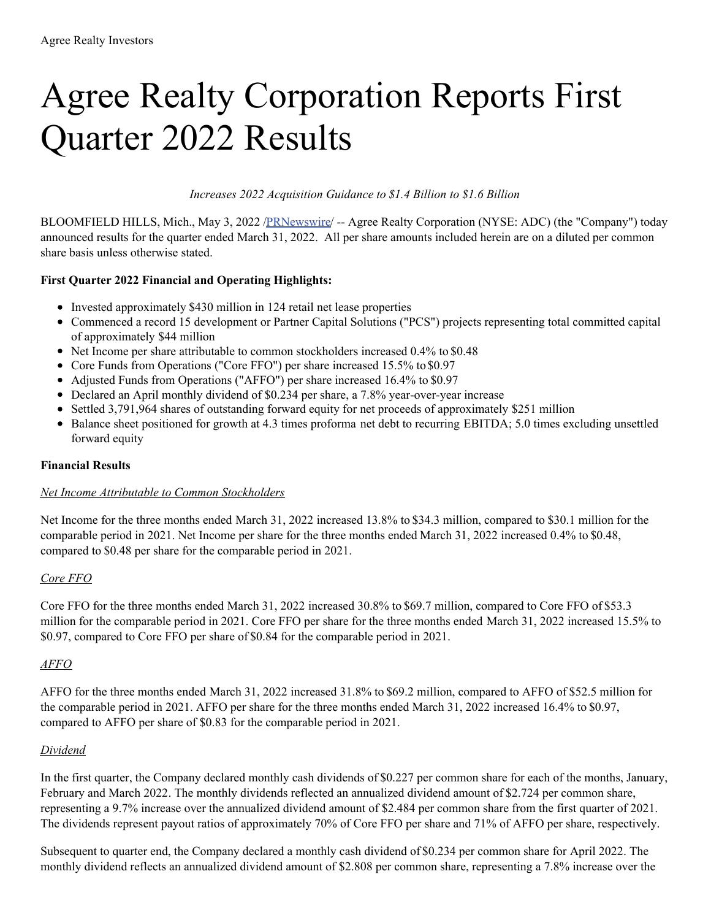Agree Realty Investors

# Agree Realty Corporation Reports First Quarter 2022 Results

*Increases 2022 Acquisition Guidance to $1.4 Billion to $1.6 Billion*

BLOOMFIELD HILLS, Mich., May 3, 2022 /PRNewswire/ -- Agree Realty Corporation (NYSE: ADC) (the "Company") today announced results for the quarter ended March 31, 2022. All per share amounts included herein are on a diluted per common share basis unless otherwise stated.

**First Quarter 2022 Financial and Operating Highlights:**

- Invested approximately $430 million in 124 retail net lease properties
- Commenced a record 15 development or Partner Capital Solutions ("PCS") projects representing total committed capital of approximately $44 million
- Net Income per share attributable to common stockholders increased 0.4% to $0.48
- Core Funds from Operations ("Core FFO") per share increased 15.5% to $0.97
- Adjusted Funds from Operations ("AFFO") per share increased 16.4% to $0.97
- Declared an April monthly dividend of $0.234 per share, a 7.8% year-over-year increase
- Settled 3,791,964 shares of outstanding forward equity for net proceeds of approximately $251 million
- Balance sheet positioned for growth at 4.3 times proforma net debt to recurring EBITDA; 5.0 times excluding unsettled forward equity

**Financial Results**

*Net Income Attributable to Common Stockholders*

Net Income for the three months ended March 31, 2022 increased 13.8% to $34.3 million, compared to $30.1 million for the comparable period in 2021. Net Income per share for the three months ended March 31, 2022 increased 0.4% to $0.48, compared to $0.48 per share for the comparable period in 2021.

*Core FFO*

Core FFO for the three months ended March 31, 2022 increased 30.8% to $69.7 million, compared to Core FFO of $53.3 million for the comparable period in 2021. Core FFO per share for the three months ended March 31, 2022 increased 15.5% to $0.97, compared to Core FFO per share of $0.84 for the comparable period in 2021.

*AFFO*

AFFO for the three months ended March 31, 2022 increased 31.8% to $69.2 million, compared to AFFO of $52.5 million for the comparable period in 2021. AFFO per share for the three months ended March 31, 2022 increased 16.4% to $0.97, compared to AFFO per share of $0.83 for the comparable period in 2021.

*Dividend*

In the first quarter, the Company declared monthly cash dividends of $0.227 per common share for each of the months, January, February and March 2022. The monthly dividends reflected an annualized dividend amount of $2.724 per common share, representing a 9.7% increase over the annualized dividend amount of $2.484 per common share from the first quarter of 2021. The dividends represent payout ratios of approximately 70% of Core FFO per share and 71% of AFFO per share, respectively.

Subsequent to quarter end, the Company declared a monthly cash dividend of $0.234 per common share for April 2022. The monthly dividend reflects an annualized dividend amount of $2.808 per common share, representing a 7.8% increase over the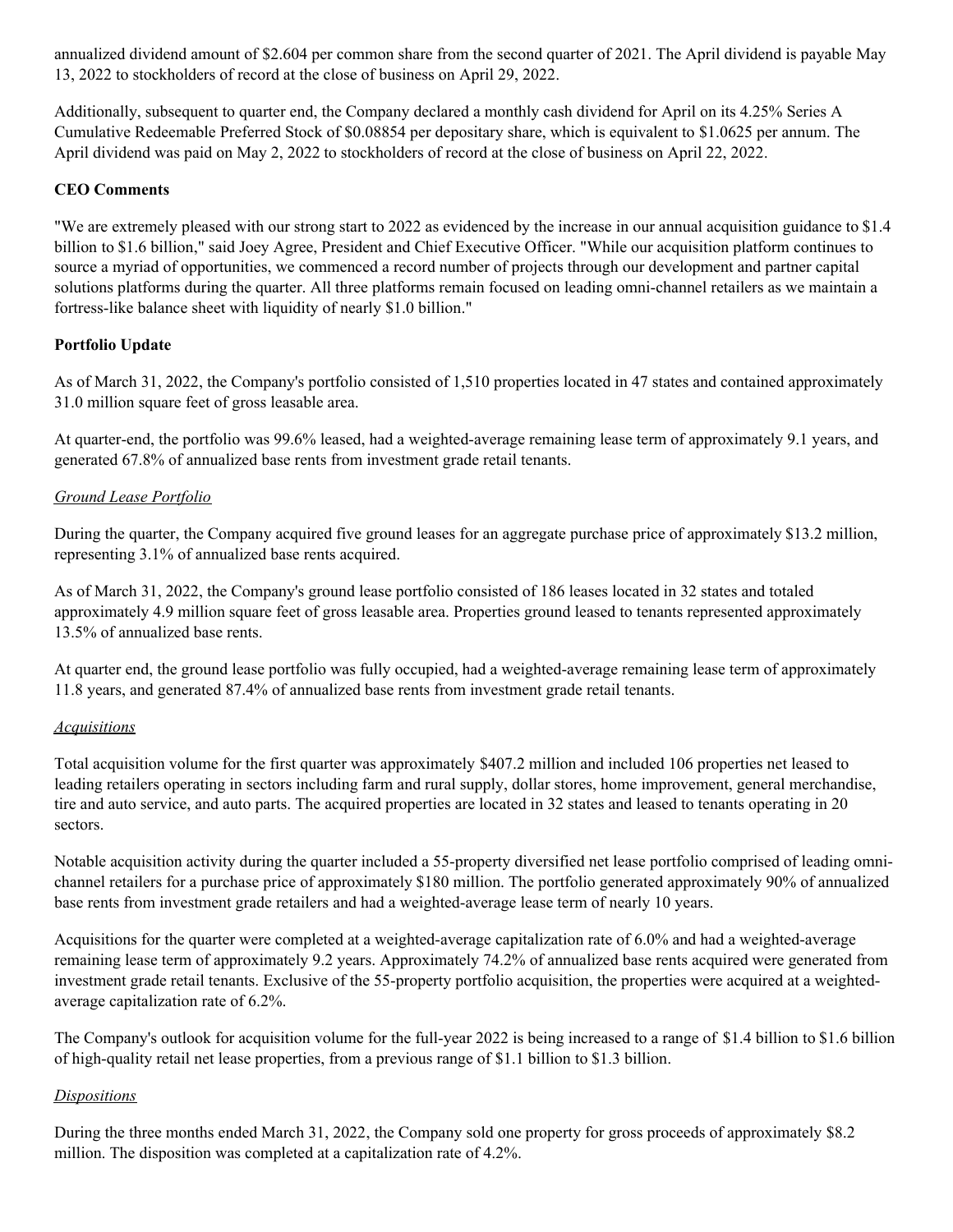annualized dividend amount of $2.604 per common share from the second quarter of 2021. The April dividend is payable May 13, 2022 to stockholders of record at the close of business on April 29, 2022.

Additionally, subsequent to quarter end, the Company declared a monthly cash dividend for April on its 4.25% Series A Cumulative Redeemable Preferred Stock of $0.08854 per depositary share, which is equivalent to $1.0625 per annum. The April dividend was paid on May 2, 2022 to stockholders of record at the close of business on April 22, 2022.

**CEO Comments**

"We are extremely pleased with our strong start to 2022 as evidenced by the increase in our annual acquisition guidance to $1.4 billion to $1.6 billion," said Joey Agree, President and Chief Executive Officer. "While our acquisition platform continues to source a myriad of opportunities, we commenced a record number of projects through our development and partner capital solutions platforms during the quarter. All three platforms remain focused on leading omni-channel retailers as we maintain a fortress-like balance sheet with liquidity of nearly $1.0 billion."

**Portfolio Update**

As of March 31, 2022, the Company's portfolio consisted of 1,510 properties located in 47 states and contained approximately 31.0 million square feet of gross leasable area.

At quarter-end, the portfolio was 99.6% leased, had a weighted-average remaining lease term of approximately 9.1 years, and generated 67.8% of annualized base rents from investment grade retail tenants.

*Ground Lease Portfolio*

During the quarter, the Company acquired five ground leases for an aggregate purchase price of approximately $13.2 million, representing 3.1% of annualized base rents acquired.

As of March 31, 2022, the Company's ground lease portfolio consisted of 186 leases located in 32 states and totaled approximately 4.9 million square feet of gross leasable area. Properties ground leased to tenants represented approximately 13.5% of annualized base rents.

At quarter end, the ground lease portfolio was fully occupied, had a weighted-average remaining lease term of approximately 11.8 years, and generated 87.4% of annualized base rents from investment grade retail tenants.

*Acquisitions*

Total acquisition volume for the first quarter was approximately $407.2 million and included 106 properties net leased to leading retailers operating in sectors including farm and rural supply, dollar stores, home improvement, general merchandise, tire and auto service, and auto parts. The acquired properties are located in 32 states and leased to tenants operating in 20 sectors.

Notable acquisition activity during the quarter included a 55-property diversified net lease portfolio comprised of leading omni-channel retailers for a purchase price of approximately $180 million. The portfolio generated approximately 90% of annualized base rents from investment grade retailers and had a weighted-average lease term of nearly 10 years.

Acquisitions for the quarter were completed at a weighted-average capitalization rate of 6.0% and had a weighted-average remaining lease term of approximately 9.2 years. Approximately 74.2% of annualized base rents acquired were generated from investment grade retail tenants. Exclusive of the 55-property portfolio acquisition, the properties were acquired at a weighted-average capitalization rate of 6.2%.

The Company's outlook for acquisition volume for the full-year 2022 is being increased to a range of $1.4 billion to $1.6 billion of high-quality retail net lease properties, from a previous range of $1.1 billion to $1.3 billion.

*Dispositions*

During the three months ended March 31, 2022, the Company sold one property for gross proceeds of approximately $8.2 million. The disposition was completed at a capitalization rate of 4.2%.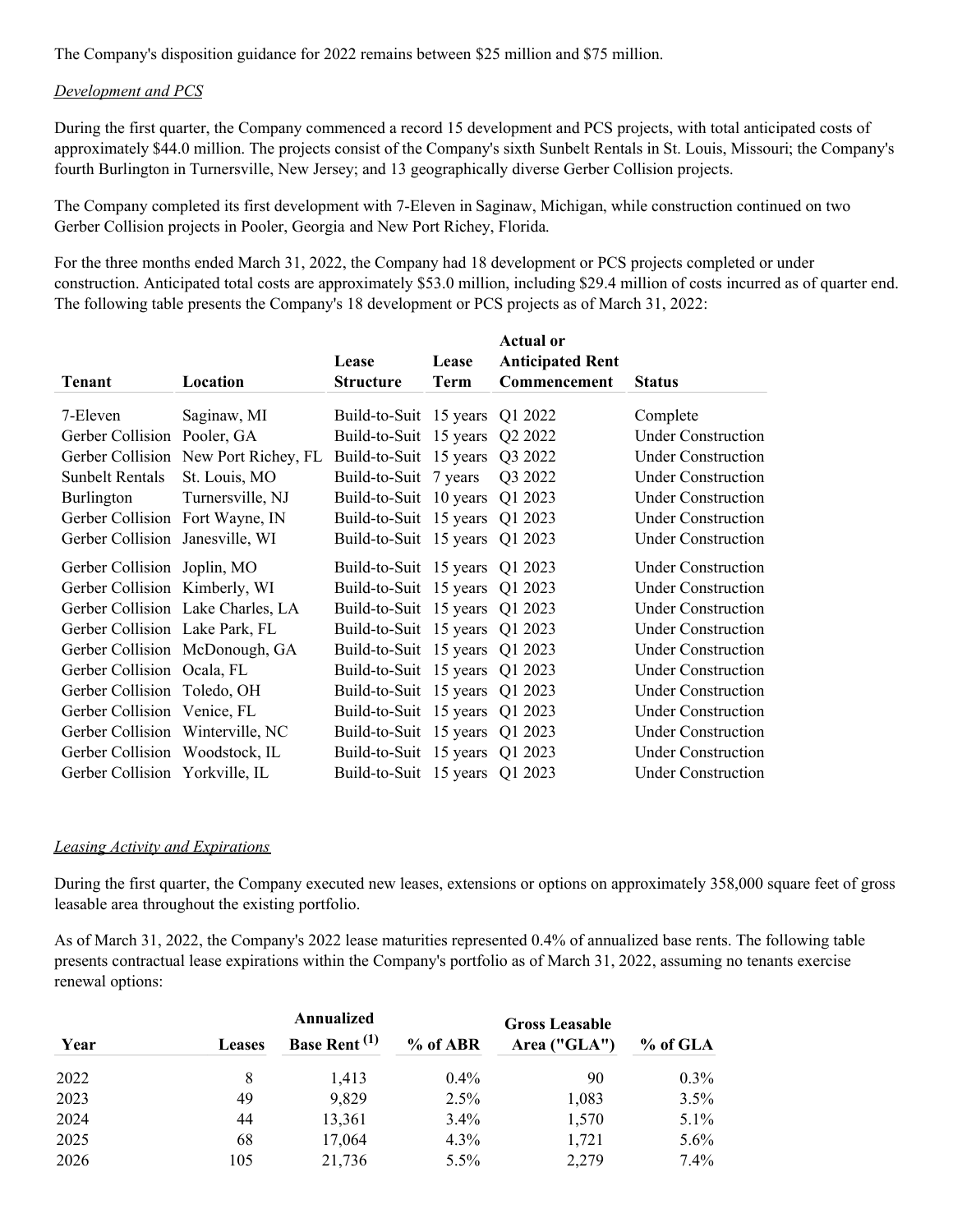The Company's disposition guidance for 2022 remains between $25 million and $75 million.

*Development and PCS*

During the first quarter, the Company commenced a record 15 development and PCS projects, with total anticipated costs of approximately $44.0 million. The projects consist of the Company's sixth Sunbelt Rentals in St. Louis, Missouri; the Company's fourth Burlington in Turnersville, New Jersey; and 13 geographically diverse Gerber Collision projects.

The Company completed its first development with 7-Eleven in Saginaw, Michigan, while construction continued on two Gerber Collision projects in Pooler, Georgia and New Port Richey, Florida.

For the three months ended March 31, 2022, the Company had 18 development or PCS projects completed or under construction. Anticipated total costs are approximately $53.0 million, including $29.4 million of costs incurred as of quarter end. The following table presents the Company's 18 development or PCS projects as of March 31, 2022:

| Tenant | Location | Lease Structure | Lease Term | Actual or Anticipated Rent Commencement | Status |
|---|---|---|---|---|---|
| 7-Eleven | Saginaw, MI | Build-to-Suit | 15 years | Q1 2022 | Complete |
| Gerber Collision | Pooler, GA | Build-to-Suit | 15 years | Q2 2022 | Under Construction |
| Gerber Collision | New Port Richey, FL | Build-to-Suit | 15 years | Q3 2022 | Under Construction |
| Sunbelt Rentals | St. Louis, MO | Build-to-Suit | 7 years | Q3 2022 | Under Construction |
| Burlington | Turnersville, NJ | Build-to-Suit | 10 years | Q1 2023 | Under Construction |
| Gerber Collision | Fort Wayne, IN | Build-to-Suit | 15 years | Q1 2023 | Under Construction |
| Gerber Collision | Janesville, WI | Build-to-Suit | 15 years | Q1 2023 | Under Construction |
| Gerber Collision | Joplin, MO | Build-to-Suit | 15 years | Q1 2023 | Under Construction |
| Gerber Collision | Kimberly, WI | Build-to-Suit | 15 years | Q1 2023 | Under Construction |
| Gerber Collision | Lake Charles, LA | Build-to-Suit | 15 years | Q1 2023 | Under Construction |
| Gerber Collision | Lake Park, FL | Build-to-Suit | 15 years | Q1 2023 | Under Construction |
| Gerber Collision | McDonough, GA | Build-to-Suit | 15 years | Q1 2023 | Under Construction |
| Gerber Collision | Ocala, FL | Build-to-Suit | 15 years | Q1 2023 | Under Construction |
| Gerber Collision | Toledo, OH | Build-to-Suit | 15 years | Q1 2023 | Under Construction |
| Gerber Collision | Venice, FL | Build-to-Suit | 15 years | Q1 2023 | Under Construction |
| Gerber Collision | Winterville, NC | Build-to-Suit | 15 years | Q1 2023 | Under Construction |
| Gerber Collision | Woodstock, IL | Build-to-Suit | 15 years | Q1 2023 | Under Construction |
| Gerber Collision | Yorkville, IL | Build-to-Suit | 15 years | Q1 2023 | Under Construction |

*Leasing Activity and Expirations*

During the first quarter, the Company executed new leases, extensions or options on approximately 358,000 square feet of gross leasable area throughout the existing portfolio.

As of March 31, 2022, the Company's 2022 lease maturities represented 0.4% of annualized base rents. The following table presents contractual lease expirations within the Company's portfolio as of March 31, 2022, assuming no tenants exercise renewal options:

| Year | Leases | Annualized Base Rent (1) | % of ABR | Gross Leasable Area ("GLA") | % of GLA |
|---|---|---|---|---|---|
| 2022 | 8 | 1,413 | 0.4% | 90 | 0.3% |
| 2023 | 49 | 9,829 | 2.5% | 1,083 | 3.5% |
| 2024 | 44 | 13,361 | 3.4% | 1,570 | 5.1% |
| 2025 | 68 | 17,064 | 4.3% | 1,721 | 5.6% |
| 2026 | 105 | 21,736 | 5.5% | 2,279 | 7.4% |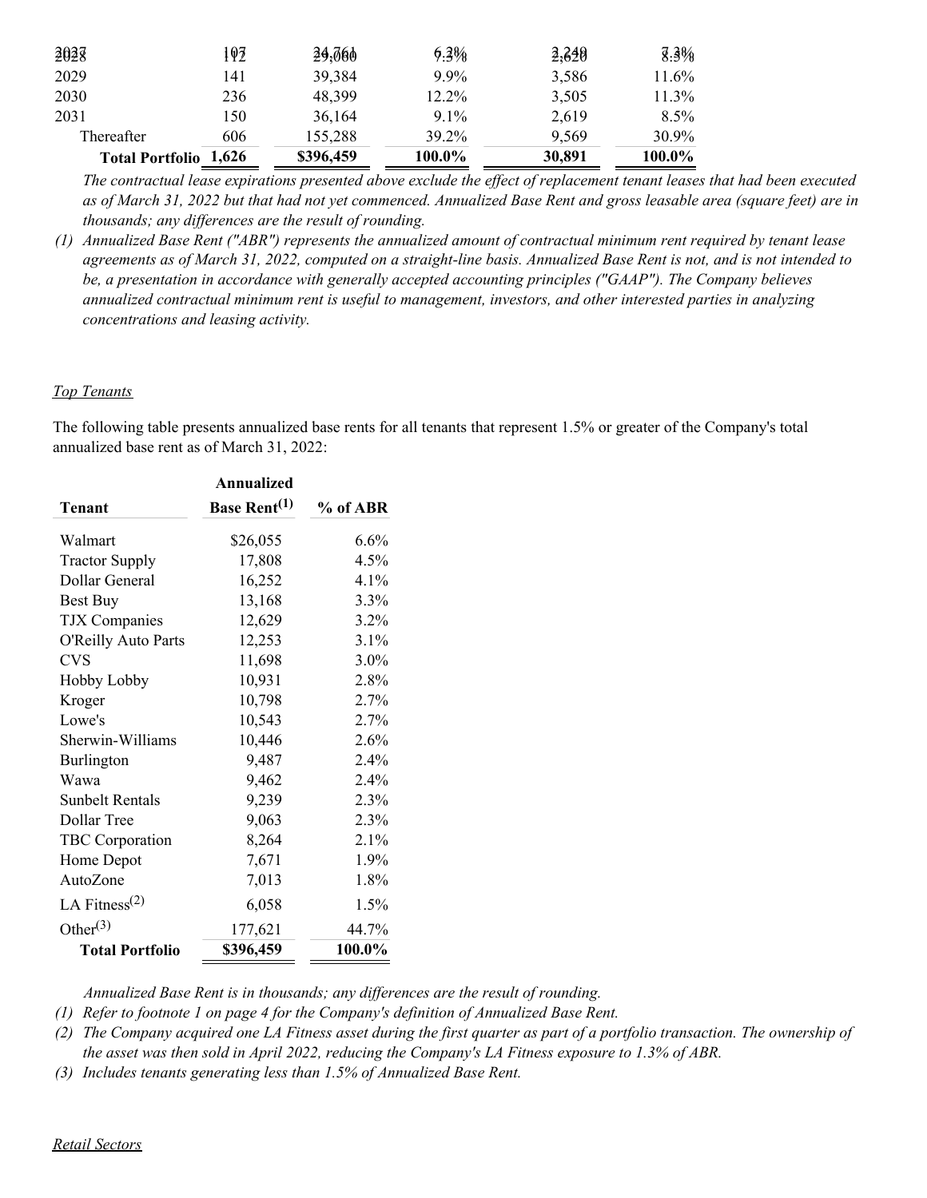| | | | | | |
|---|---|---|---|---|---|
| 2027 | 107 | 24,761 | 6.2% | 2,240 | 7.3% |
| 2028 | 112 | 29,060 | 7.3% | 2,620 | 8.5% |
| 2029 | 141 | 39,384 | 9.9% | 3,586 | 11.6% |
| 2030 | 236 | 48,399 | 12.2% | 3,505 | 11.3% |
| 2031 | 150 | 36,164 | 9.1% | 2,619 | 8.5% |
| Thereafter | 606 | 155,288 | 39.2% | 9,569 | 30.9% |
| **Total Portfolio** | **1,626** | **$396,459** | **100.0%** | **30,891** | **100.0%** |

*The contractual lease expirations presented above exclude the effect of replacement tenant leases that had been executed as of March 31, 2022 but that had not yet commenced. Annualized Base Rent and gross leasable area (square feet) are in thousands; any differences are the result of rounding.*

*(1) Annualized Base Rent ("ABR") represents the annualized amount of contractual minimum rent required by tenant lease agreements as of March 31, 2022, computed on a straight-line basis. Annualized Base Rent is not, and is not intended to be, a presentation in accordance with generally accepted accounting principles ("GAAP"). The Company believes annualized contractual minimum rent is useful to management, investors, and other interested parties in analyzing concentrations and leasing activity.*

*Top Tenants*

The following table presents annualized base rents for all tenants that represent 1.5% or greater of the Company's total annualized base rent as of March 31, 2022:

| Tenant | Annualized Base Rent[(1)] | % of ABR |
|---|---|---|
| Walmart | $26,055 | 6.6% |
| Tractor Supply | 17,808 | 4.5% |
| Dollar General | 16,252 | 4.1% |
| Best Buy | 13,168 | 3.3% |
| TJX Companies | 12,629 | 3.2% |
| O'Reilly Auto Parts | 12,253 | 3.1% |
| CVS | 11,698 | 3.0% |
| Hobby Lobby | 10,931 | 2.8% |
| Kroger | 10,798 | 2.7% |
| Lowe's | 10,543 | 2.7% |
| Sherwin-Williams | 10,446 | 2.6% |
| Burlington | 9,487 | 2.4% |
| Wawa | 9,462 | 2.4% |
| Sunbelt Rentals | 9,239 | 2.3% |
| Dollar Tree | 9,063 | 2.3% |
| TBC Corporation | 8,264 | 2.1% |
| Home Depot | 7,671 | 1.9% |
| AutoZone | 7,013 | 1.8% |
| LA Fitness[(2)] | 6,058 | 1.5% |
| Other[(3)] | 177,621 | 44.7% |
| **Total Portfolio** | **$396,459** | **100.0%** |

*Annualized Base Rent is in thousands; any differences are the result of rounding.*

*(1) Refer to footnote 1 on page 4 for the Company's definition of Annualized Base Rent.*

*(2) The Company acquired one LA Fitness asset during the first quarter as part of a portfolio transaction. The ownership of the asset was then sold in April 2022, reducing the Company's LA Fitness exposure to 1.3% of ABR.*

*(3) Includes tenants generating less than 1.5% of Annualized Base Rent.*

*Retail Sectors*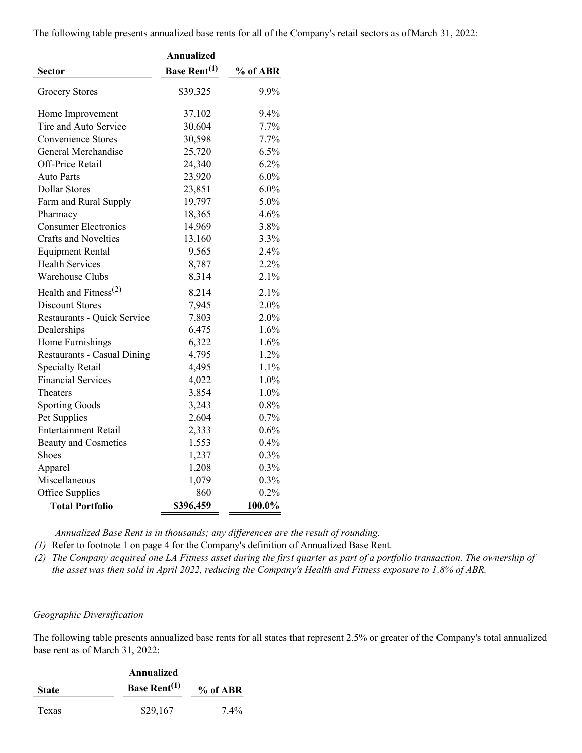The following table presents annualized base rents for all of the Company's retail sectors as of March 31, 2022:

| Sector | Annualized Base Rent[(1)] | % of ABR |
|---|---|---|
| Grocery Stores | $39,325 | 9.9% |
| Home Improvement | 37,102 | 9.4% |
| Tire and Auto Service | 30,604 | 7.7% |
| Convenience Stores | 30,598 | 7.7% |
| General Merchandise | 25,720 | 6.5% |
| Off-Price Retail | 24,340 | 6.2% |
| Auto Parts | 23,920 | 6.0% |
| Dollar Stores | 23,851 | 6.0% |
| Farm and Rural Supply | 19,797 | 5.0% |
| Pharmacy | 18,365 | 4.6% |
| Consumer Electronics | 14,969 | 3.8% |
| Crafts and Novelties | 13,160 | 3.3% |
| Equipment Rental | 9,565 | 2.4% |
| Health Services | 8,787 | 2.2% |
| Warehouse Clubs | 8,314 | 2.1% |
| Health and Fitness[(2)] | 8,214 | 2.1% |
| Discount Stores | 7,945 | 2.0% |
| Restaurants - Quick Service | 7,803 | 2.0% |
| Dealerships | 6,475 | 1.6% |
| Home Furnishings | 6,322 | 1.6% |
| Restaurants - Casual Dining | 4,795 | 1.2% |
| Specialty Retail | 4,495 | 1.1% |
| Financial Services | 4,022 | 1.0% |
| Theaters | 3,854 | 1.0% |
| Sporting Goods | 3,243 | 0.8% |
| Pet Supplies | 2,604 | 0.7% |
| Entertainment Retail | 2,333 | 0.6% |
| Beauty and Cosmetics | 1,553 | 0.4% |
| Shoes | 1,237 | 0.3% |
| Apparel | 1,208 | 0.3% |
| Miscellaneous | 1,079 | 0.3% |
| Office Supplies | 860 | 0.2% |
| **Total Portfolio** | **$396,459** | **100.0%** |

*Annualized Base Rent is in thousands; any differences are the result of rounding.*

(1) Refer to footnote 1 on page 4 for the Company's definition of Annualized Base Rent.

(2) *The Company acquired one LA Fitness asset during the first quarter as part of a portfolio transaction. The ownership of the asset was then sold in April 2022, reducing the Company's Health and Fitness exposure to 1.8% of ABR.*

<u>*Geographic Diversification*</u>

The following table presents annualized base rents for all states that represent 2.5% or greater of the Company's total annualized base rent as of March 31, 2022:

| State | Annualized Base Rent[(1)] | % of ABR |
|---|---|---|
| Texas | $29,167 | 7.4% |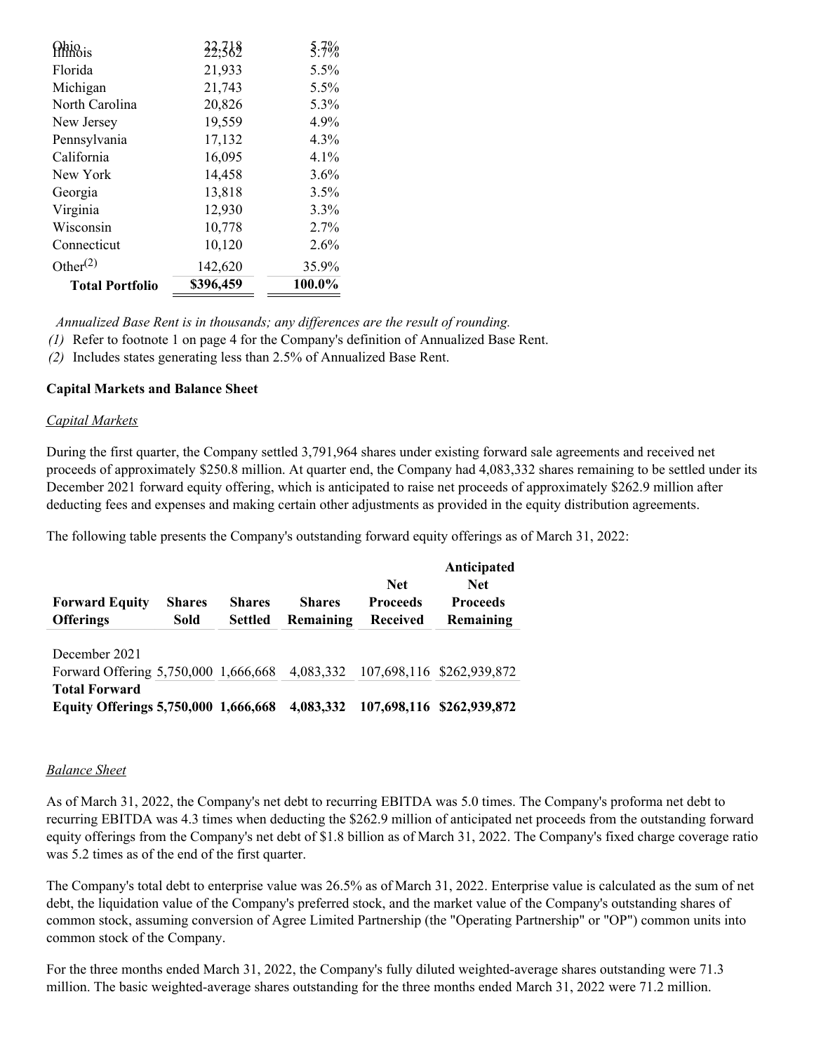| | | |
|---|---|---|
| Ohio | 22,718 | 5.7% |
| Illinois | 22,562 | 5.7% |
| Florida | 21,933 | 5.5% |
| Michigan | 21,743 | 5.5% |
| North Carolina | 20,826 | 5.3% |
| New Jersey | 19,559 | 4.9% |
| Pennsylvania | 17,132 | 4.3% |
| California | 16,095 | 4.1% |
| New York | 14,458 | 3.6% |
| Georgia | 13,818 | 3.5% |
| Virginia | 12,930 | 3.3% |
| Wisconsin | 10,778 | 2.7% |
| Connecticut | 10,120 | 2.6% |
| Other[(2)] | 142,620 | 35.9% |
| **Total Portfolio** | **$396,459** | **100.0%** |

*Annualized Base Rent is in thousands; any differences are the result of rounding.*

*(1)* Refer to footnote 1 on page 4 for the Company's definition of Annualized Base Rent.

*(2)* Includes states generating less than 2.5% of Annualized Base Rent.

**Capital Markets and Balance Sheet**

*Capital Markets*

During the first quarter, the Company settled 3,791,964 shares under existing forward sale agreements and received net proceeds of approximately $250.8 million. At quarter end, the Company had 4,083,332 shares remaining to be settled under its December 2021 forward equity offering, which is anticipated to raise net proceeds of approximately $262.9 million after deducting fees and expenses and making certain other adjustments as provided in the equity distribution agreements.

The following table presents the Company's outstanding forward equity offerings as of March 31, 2022:

| Forward Equity Offerings | Shares Sold | Shares Settled | Shares Remaining | Net Proceeds Received | Anticipated Net Proceeds Remaining |
|---|---|---|---|---|---|
| December 2021 Forward Offering | 5,750,000 | 1,666,668 | 4,083,332 | 107,698,116 | $262,939,872 |
| **Total Forward Equity Offerings** | **5,750,000** | **1,666,668** | **4,083,332** | **107,698,116** | **$262,939,872** |

*Balance Sheet*

As of March 31, 2022, the Company's net debt to recurring EBITDA was 5.0 times. The Company's proforma net debt to recurring EBITDA was 4.3 times when deducting the $262.9 million of anticipated net proceeds from the outstanding forward equity offerings from the Company's net debt of $1.8 billion as of March 31, 2022. The Company's fixed charge coverage ratio was 5.2 times as of the end of the first quarter.

The Company's total debt to enterprise value was 26.5% as of March 31, 2022. Enterprise value is calculated as the sum of net debt, the liquidation value of the Company's preferred stock, and the market value of the Company's outstanding shares of common stock, assuming conversion of Agree Limited Partnership (the "Operating Partnership" or "OP") common units into common stock of the Company.

For the three months ended March 31, 2022, the Company's fully diluted weighted-average shares outstanding were 71.3 million. The basic weighted-average shares outstanding for the three months ended March 31, 2022 were 71.2 million.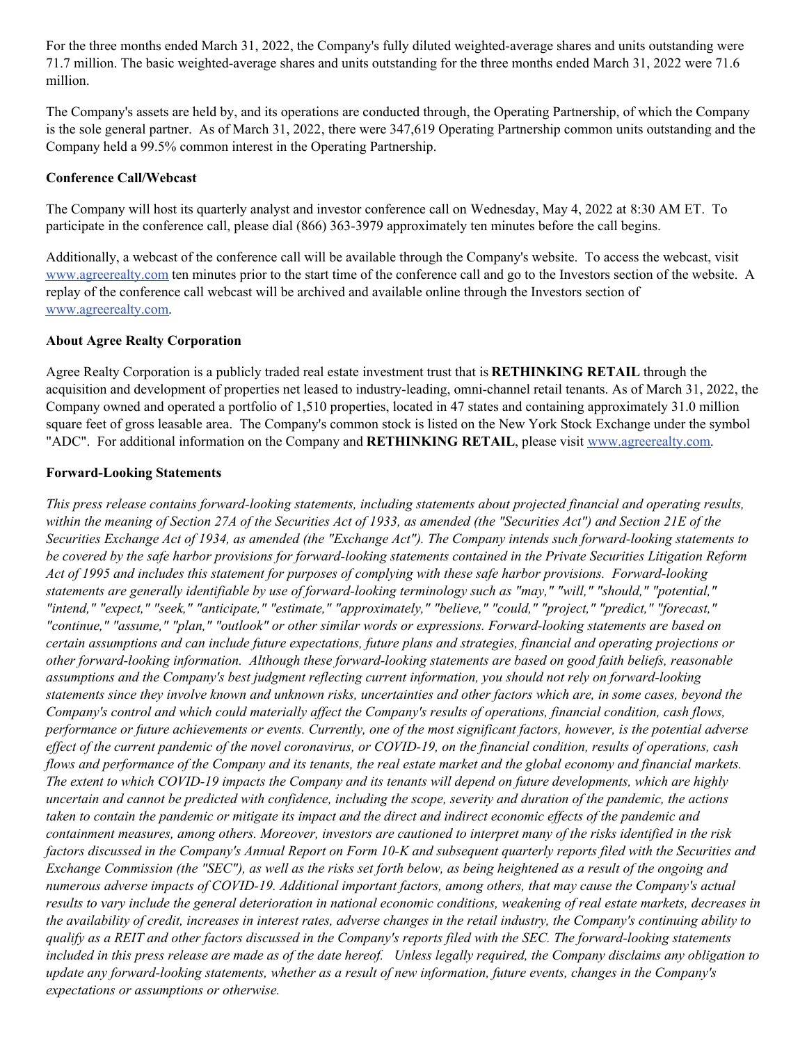For the three months ended March 31, 2022, the Company's fully diluted weighted-average shares and units outstanding were 71.7 million. The basic weighted-average shares and units outstanding for the three months ended March 31, 2022 were 71.6 million.

The Company's assets are held by, and its operations are conducted through, the Operating Partnership, of which the Company is the sole general partner. As of March 31, 2022, there were 347,619 Operating Partnership common units outstanding and the Company held a 99.5% common interest in the Operating Partnership.

**Conference Call/Webcast**

The Company will host its quarterly analyst and investor conference call on Wednesday, May 4, 2022 at 8:30 AM ET. To participate in the conference call, please dial (866) 363-3979 approximately ten minutes before the call begins.

Additionally, a webcast of the conference call will be available through the Company's website. To access the webcast, visit www.agreerealty.com ten minutes prior to the start time of the conference call and go to the Investors section of the website. A replay of the conference call webcast will be archived and available online through the Investors section of www.agreerealty.com.

**About Agree Realty Corporation**

Agree Realty Corporation is a publicly traded real estate investment trust that is **RETHINKING RETAIL** through the acquisition and development of properties net leased to industry-leading, omni-channel retail tenants. As of March 31, 2022, the Company owned and operated a portfolio of 1,510 properties, located in 47 states and containing approximately 31.0 million square feet of gross leasable area. The Company's common stock is listed on the New York Stock Exchange under the symbol "ADC". For additional information on the Company and **RETHINKING RETAIL**, please visit www.agreerealty.com.

**Forward-Looking Statements**

*This press release contains forward-looking statements, including statements about projected financial and operating results, within the meaning of Section 27A of the Securities Act of 1933, as amended (the "Securities Act") and Section 21E of the Securities Exchange Act of 1934, as amended (the "Exchange Act"). The Company intends such forward-looking statements to be covered by the safe harbor provisions for forward-looking statements contained in the Private Securities Litigation Reform Act of 1995 and includes this statement for purposes of complying with these safe harbor provisions. Forward-looking statements are generally identifiable by use of forward-looking terminology such as "may," "will," "should," "potential," "intend," "expect," "seek," "anticipate," "estimate," "approximately," "believe," "could," "project," "predict," "forecast," "continue," "assume," "plan," "outlook" or other similar words or expressions. Forward-looking statements are based on certain assumptions and can include future expectations, future plans and strategies, financial and operating projections or other forward-looking information. Although these forward-looking statements are based on good faith beliefs, reasonable assumptions and the Company's best judgment reflecting current information, you should not rely on forward-looking statements since they involve known and unknown risks, uncertainties and other factors which are, in some cases, beyond the Company's control and which could materially affect the Company's results of operations, financial condition, cash flows, performance or future achievements or events. Currently, one of the most significant factors, however, is the potential adverse effect of the current pandemic of the novel coronavirus, or COVID-19, on the financial condition, results of operations, cash flows and performance of the Company and its tenants, the real estate market and the global economy and financial markets. The extent to which COVID-19 impacts the Company and its tenants will depend on future developments, which are highly uncertain and cannot be predicted with confidence, including the scope, severity and duration of the pandemic, the actions taken to contain the pandemic or mitigate its impact and the direct and indirect economic effects of the pandemic and containment measures, among others. Moreover, investors are cautioned to interpret many of the risks identified in the risk factors discussed in the Company's Annual Report on Form 10-K and subsequent quarterly reports filed with the Securities and Exchange Commission (the "SEC"), as well as the risks set forth below, as being heightened as a result of the ongoing and numerous adverse impacts of COVID-19. Additional important factors, among others, that may cause the Company's actual results to vary include the general deterioration in national economic conditions, weakening of real estate markets, decreases in the availability of credit, increases in interest rates, adverse changes in the retail industry, the Company's continuing ability to qualify as a REIT and other factors discussed in the Company's reports filed with the SEC. The forward-looking statements included in this press release are made as of the date hereof. Unless legally required, the Company disclaims any obligation to update any forward-looking statements, whether as a result of new information, future events, changes in the Company's expectations or assumptions or otherwise.*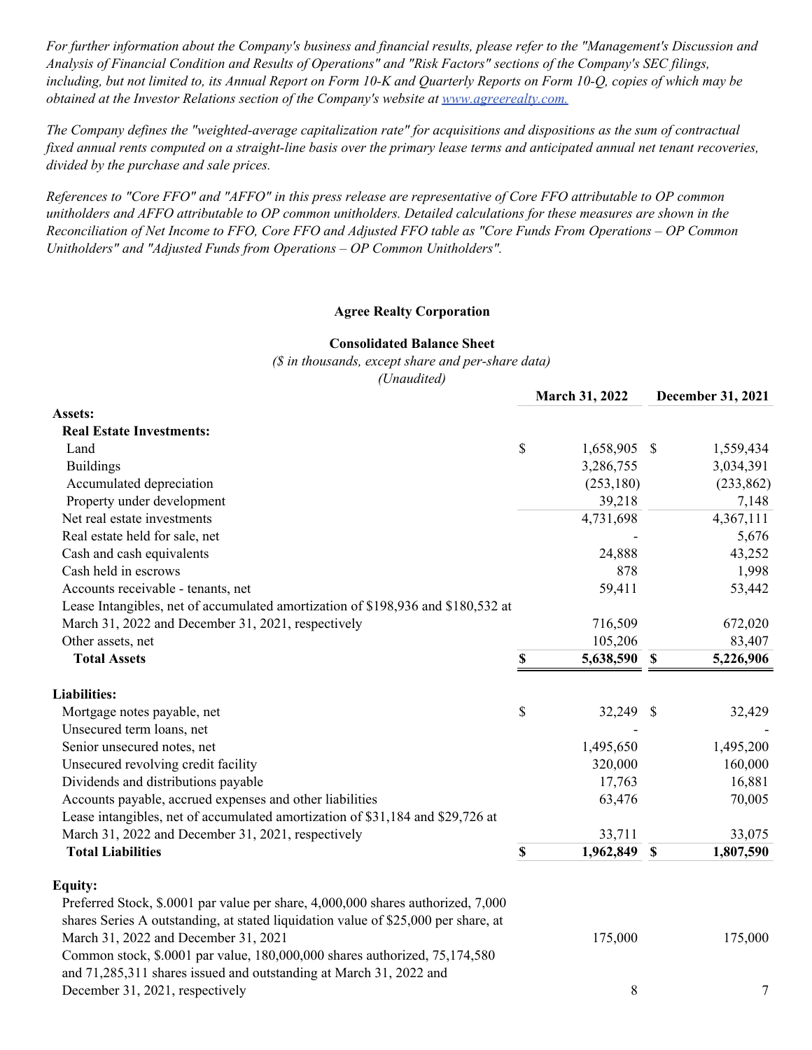*For further information about the Company's business and financial results, please refer to the "Management's Discussion and Analysis of Financial Condition and Results of Operations" and "Risk Factors" sections of the Company's SEC filings, including, but not limited to, its Annual Report on Form 10-K and Quarterly Reports on Form 10-Q, copies of which may be obtained at the Investor Relations section of the Company's website at [www.agreerealty.com.](www.agreerealty.com)*

*The Company defines the "weighted-average capitalization rate" for acquisitions and dispositions as the sum of contractual fixed annual rents computed on a straight-line basis over the primary lease terms and anticipated annual net tenant recoveries, divided by the purchase and sale prices.*

*References to "Core FFO" and "AFFO" in this press release are representative of Core FFO attributable to OP common unitholders and AFFO attributable to OP common unitholders. Detailed calculations for these measures are shown in the Reconciliation of Net Income to FFO, Core FFO and Adjusted FFO table as "Core Funds From Operations – OP Common Unitholders" and "Adjusted Funds from Operations – OP Common Unitholders".*

**Agree Realty Corporation**

**Consolidated Balance Sheet**

*($ in thousands, except share and per-share data)*

*(Unaudited)*

| | March 31, 2022 | December 31, 2021 |
|---|---|---|
| **Assets:** | | |
| **Real Estate Investments:** | | |
| Land | $ 1,658,905 | $ 1,559,434 |
| Buildings | 3,286,755 | 3,034,391 |
| Accumulated depreciation | (253,180) | (233,862) |
| Property under development | 39,218 | 7,148 |
| Net real estate investments | 4,731,698 | 4,367,111 |
| Real estate held for sale, net | - | 5,676 |
| Cash and cash equivalents | 24,888 | 43,252 |
| Cash held in escrows | 878 | 1,998 |
| Accounts receivable - tenants, net | 59,411 | 53,442 |
| Lease Intangibles, net of accumulated amortization of $198,936 and $180,532 at March 31, 2022 and December 31, 2021, respectively | 716,509 | 672,020 |
| Other assets, net | 105,206 | 83,407 |
| **Total Assets** | **$ 5,638,590** | **$ 5,226,906** |
| | | |
| **Liabilities:** | | |
| Mortgage notes payable, net | $ 32,249 | $ 32,429 |
| Unsecured term loans, net | - | - |
| Senior unsecured notes, net | 1,495,650 | 1,495,200 |
| Unsecured revolving credit facility | 320,000 | 160,000 |
| Dividends and distributions payable | 17,763 | 16,881 |
| Accounts payable, accrued expenses and other liabilities | 63,476 | 70,005 |
| Lease intangibles, net of accumulated amortization of $31,184 and $29,726 at March 31, 2022 and December 31, 2021, respectively | 33,711 | 33,075 |
| **Total Liabilities** | **$ 1,962,849** | **$ 1,807,590** |
| | | |
| **Equity:** | | |
| Preferred Stock, $.0001 par value per share, 4,000,000 shares authorized, 7,000 shares Series A outstanding, at stated liquidation value of $25,000 per share, at March 31, 2022 and December 31, 2021 | 175,000 | 175,000 |
| Common stock, $.0001 par value, 180,000,000 shares authorized, 75,174,580 and 71,285,311 shares issued and outstanding at March 31, 2022 and December 31, 2021, respectively | 8 | 7 |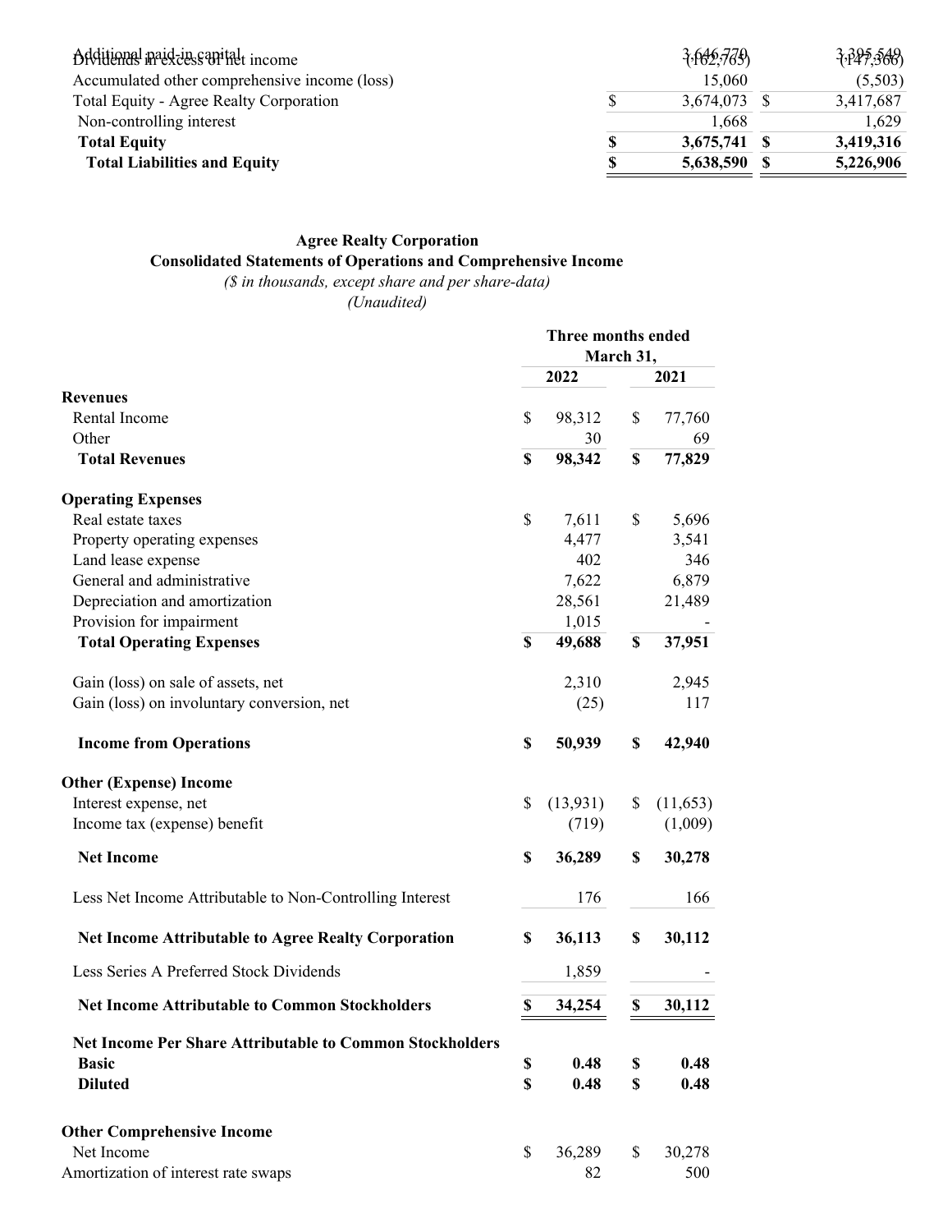| | | |
|---|---|---|
| Additional paid-in capital | 3,646,770 | 3,395,549 |
| Dividends in excess of net income | (162,765) | (147,366) |
| Accumulated other comprehensive income (loss) | 15,060 | (5,503) |
| Total Equity - Agree Realty Corporation | $ 3,674,073 | $ 3,417,687 |
| Non-controlling interest | 1,668 | 1,629 |
| **Total Equity** | **$ 3,675,741** | **$ 3,419,316** |
| **Total Liabilities and Equity** | **$ 5,638,590** | **$ 5,226,906** |

**Agree Realty Corporation**
**Consolidated Statements of Operations and Comprehensive Income**
*($ in thousands, except share and per share-data)*
*(Unaudited)*

| | Three months ended March 31, | |
|---|---|---|
| | **2022** | **2021** |
| **Revenues** | | |
| Rental Income | $ 98,312 | $ 77,760 |
| Other | 30 | 69 |
| **Total Revenues** | **$ 98,342** | **$ 77,829** |
| **Operating Expenses** | | |
| Real estate taxes | $ 7,611 | $ 5,696 |
| Property operating expenses | 4,477 | 3,541 |
| Land lease expense | 402 | 346 |
| General and administrative | 7,622 | 6,879 |
| Depreciation and amortization | 28,561 | 21,489 |
| Provision for impairment | 1,015 | - |
| **Total Operating Expenses** | **$ 49,688** | **$ 37,951** |
| Gain (loss) on sale of assets, net | 2,310 | 2,945 |
| Gain (loss) on involuntary conversion, net | (25) | 117 |
| **Income from Operations** | **$ 50,939** | **$ 42,940** |
| **Other (Expense) Income** | | |
| Interest expense, net | $ (13,931) | $ (11,653) |
| Income tax (expense) benefit | (719) | (1,009) |
| **Net Income** | **$ 36,289** | **$ 30,278** |
| Less Net Income Attributable to Non-Controlling Interest | 176 | 166 |
| **Net Income Attributable to Agree Realty Corporation** | **$ 36,113** | **$ 30,112** |
| Less Series A Preferred Stock Dividends | 1,859 | - |
| **Net Income Attributable to Common Stockholders** | **$ 34,254** | **$ 30,112** |
| **Net Income Per Share Attributable to Common Stockholders** | | |
| **Basic** | **$ 0.48** | **$ 0.48** |
| **Diluted** | **$ 0.48** | **$ 0.48** |
| **Other Comprehensive Income** | | |
| Net Income | $ 36,289 | $ 30,278 |
| Amortization of interest rate swaps | 82 | 500 |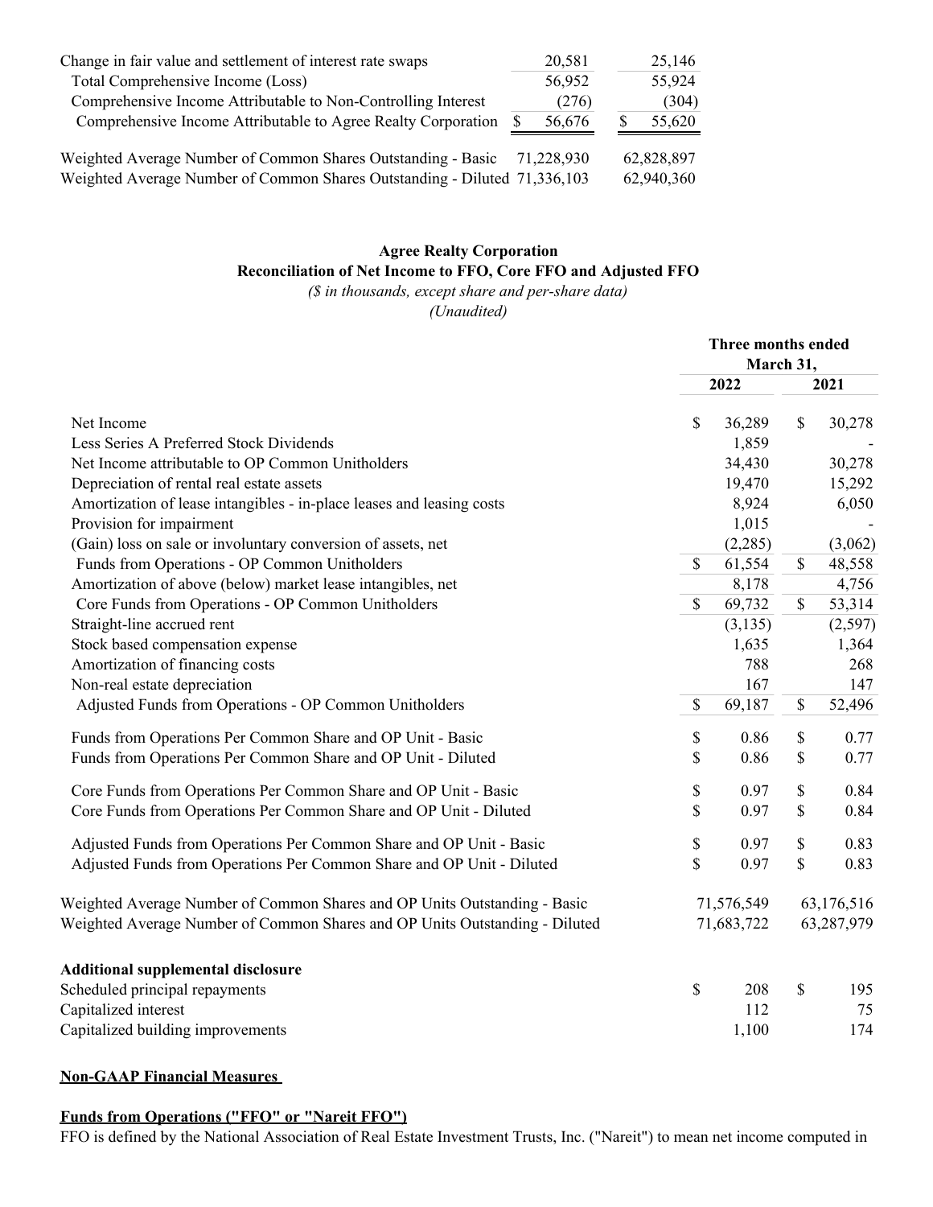| | | |
|---|---|---|
| Change in fair value and settlement of interest rate swaps | 20,581 | 25,146 |
| Total Comprehensive Income (Loss) | 56,952 | 55,924 |
| Comprehensive Income Attributable to Non-Controlling Interest | (276) | (304) |
| Comprehensive Income Attributable to Agree Realty Corporation | $ 56,676 | $ 55,620 |
| | | |
| Weighted Average Number of Common Shares Outstanding - Basic | 71,228,930 | 62,828,897 |
| Weighted Average Number of Common Shares Outstanding - Diluted | 71,336,103 | 62,940,360 |

**Agree Realty Corporation**
**Reconciliation of Net Income to FFO, Core FFO and Adjusted FFO**
*($ in thousands, except share and per-share data)*
*(Unaudited)*

| | Three months ended March 31, | |
|---|---|---|
| | 2022 | 2021 |
| Net Income | $ 36,289 | $ 30,278 |
| Less Series A Preferred Stock Dividends | 1,859 | - |
| Net Income attributable to OP Common Unitholders | 34,430 | 30,278 |
| Depreciation of rental real estate assets | 19,470 | 15,292 |
| Amortization of lease intangibles - in-place leases and leasing costs | 8,924 | 6,050 |
| Provision for impairment | 1,015 | - |
| (Gain) loss on sale or involuntary conversion of assets, net | (2,285) | (3,062) |
| Funds from Operations - OP Common Unitholders | $ 61,554 | $ 48,558 |
| Amortization of above (below) market lease intangibles, net | 8,178 | 4,756 |
| Core Funds from Operations - OP Common Unitholders | $ 69,732 | $ 53,314 |
| Straight-line accrued rent | (3,135) | (2,597) |
| Stock based compensation expense | 1,635 | 1,364 |
| Amortization of financing costs | 788 | 268 |
| Non-real estate depreciation | 167 | 147 |
| Adjusted Funds from Operations - OP Common Unitholders | $ 69,187 | $ 52,496 |
| | | |
| Funds from Operations Per Common Share and OP Unit - Basic | $ 0.86 | $ 0.77 |
| Funds from Operations Per Common Share and OP Unit - Diluted | $ 0.86 | $ 0.77 |
| | | |
| Core Funds from Operations Per Common Share and OP Unit - Basic | $ 0.97 | $ 0.84 |
| Core Funds from Operations Per Common Share and OP Unit - Diluted | $ 0.97 | $ 0.84 |
| | | |
| Adjusted Funds from Operations Per Common Share and OP Unit - Basic | $ 0.97 | $ 0.83 |
| Adjusted Funds from Operations Per Common Share and OP Unit - Diluted | $ 0.97 | $ 0.83 |
| | | |
| Weighted Average Number of Common Shares and OP Units Outstanding - Basic | 71,576,549 | 63,176,516 |
| Weighted Average Number of Common Shares and OP Units Outstanding - Diluted | 71,683,722 | 63,287,979 |
| | | |
| **Additional supplemental disclosure** | | |
| Scheduled principal repayments | $ 208 | $ 195 |
| Capitalized interest | 112 | 75 |
| Capitalized building improvements | 1,100 | 174 |

**Non-GAAP Financial Measures**

**Funds from Operations ("FFO" or "Nareit FFO")**

FFO is defined by the National Association of Real Estate Investment Trusts, Inc. ("Nareit") to mean net income computed in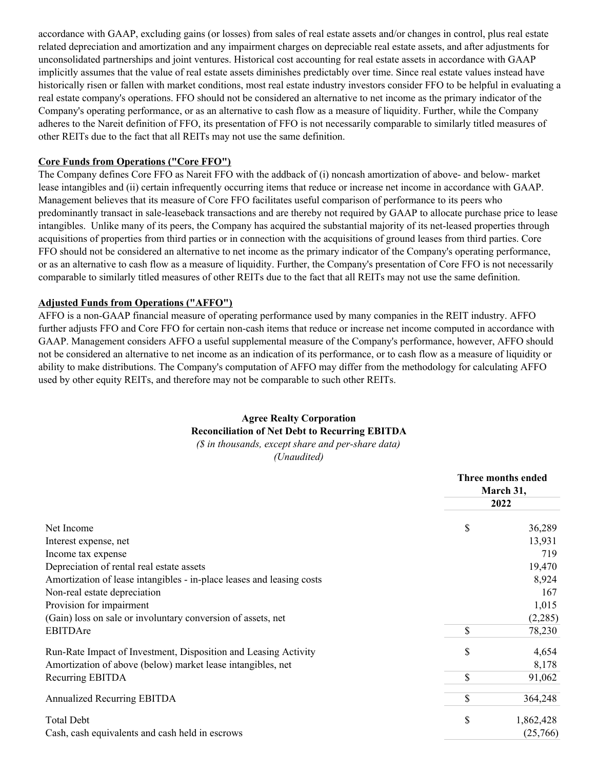accordance with GAAP, excluding gains (or losses) from sales of real estate assets and/or changes in control, plus real estate related depreciation and amortization and any impairment charges on depreciable real estate assets, and after adjustments for unconsolidated partnerships and joint ventures. Historical cost accounting for real estate assets in accordance with GAAP implicitly assumes that the value of real estate assets diminishes predictably over time. Since real estate values instead have historically risen or fallen with market conditions, most real estate industry investors consider FFO to be helpful in evaluating a real estate company's operations. FFO should not be considered an alternative to net income as the primary indicator of the Company's operating performance, or as an alternative to cash flow as a measure of liquidity. Further, while the Company adheres to the Nareit definition of FFO, its presentation of FFO is not necessarily comparable to similarly titled measures of other REITs due to the fact that all REITs may not use the same definition.

**Core Funds from Operations ("Core FFO")**

The Company defines Core FFO as Nareit FFO with the addback of (i) noncash amortization of above- and below- market lease intangibles and (ii) certain infrequently occurring items that reduce or increase net income in accordance with GAAP. Management believes that its measure of Core FFO facilitates useful comparison of performance to its peers who predominantly transact in sale-leaseback transactions and are thereby not required by GAAP to allocate purchase price to lease intangibles. Unlike many of its peers, the Company has acquired the substantial majority of its net-leased properties through acquisitions of properties from third parties or in connection with the acquisitions of ground leases from third parties. Core FFO should not be considered an alternative to net income as the primary indicator of the Company's operating performance, or as an alternative to cash flow as a measure of liquidity. Further, the Company's presentation of Core FFO is not necessarily comparable to similarly titled measures of other REITs due to the fact that all REITs may not use the same definition.

**Adjusted Funds from Operations ("AFFO")**

AFFO is a non-GAAP financial measure of operating performance used by many companies in the REIT industry. AFFO further adjusts FFO and Core FFO for certain non-cash items that reduce or increase net income computed in accordance with GAAP. Management considers AFFO a useful supplemental measure of the Company's performance, however, AFFO should not be considered an alternative to net income as an indication of its performance, or to cash flow as a measure of liquidity or ability to make distributions. The Company's computation of AFFO may differ from the methodology for calculating AFFO used by other equity REITs, and therefore may not be comparable to such other REITs.

**Agree Realty Corporation**
**Reconciliation of Net Debt to Recurring EBITDA**
*($ in thousands, except share and per-share data)*
*(Unaudited)*

| | Three months ended March 31, 2022 |
|---|---|
| Net Income | $ 36,289 |
| Interest expense, net | 13,931 |
| Income tax expense | 719 |
| Depreciation of rental real estate assets | 19,470 |
| Amortization of lease intangibles - in-place leases and leasing costs | 8,924 |
| Non-real estate depreciation | 167 |
| Provision for impairment | 1,015 |
| (Gain) loss on sale or involuntary conversion of assets, net | (2,285) |
| EBITDAre | $ 78,230 |
| | |
| Run-Rate Impact of Investment, Disposition and Leasing Activity | $ 4,654 |
| Amortization of above (below) market lease intangibles, net | 8,178 |
| Recurring EBITDA | $ 91,062 |
| | |
| Annualized Recurring EBITDA | $ 364,248 |
| | |
| Total Debt | $ 1,862,428 |
| Cash, cash equivalents and cash held in escrows | (25,766) |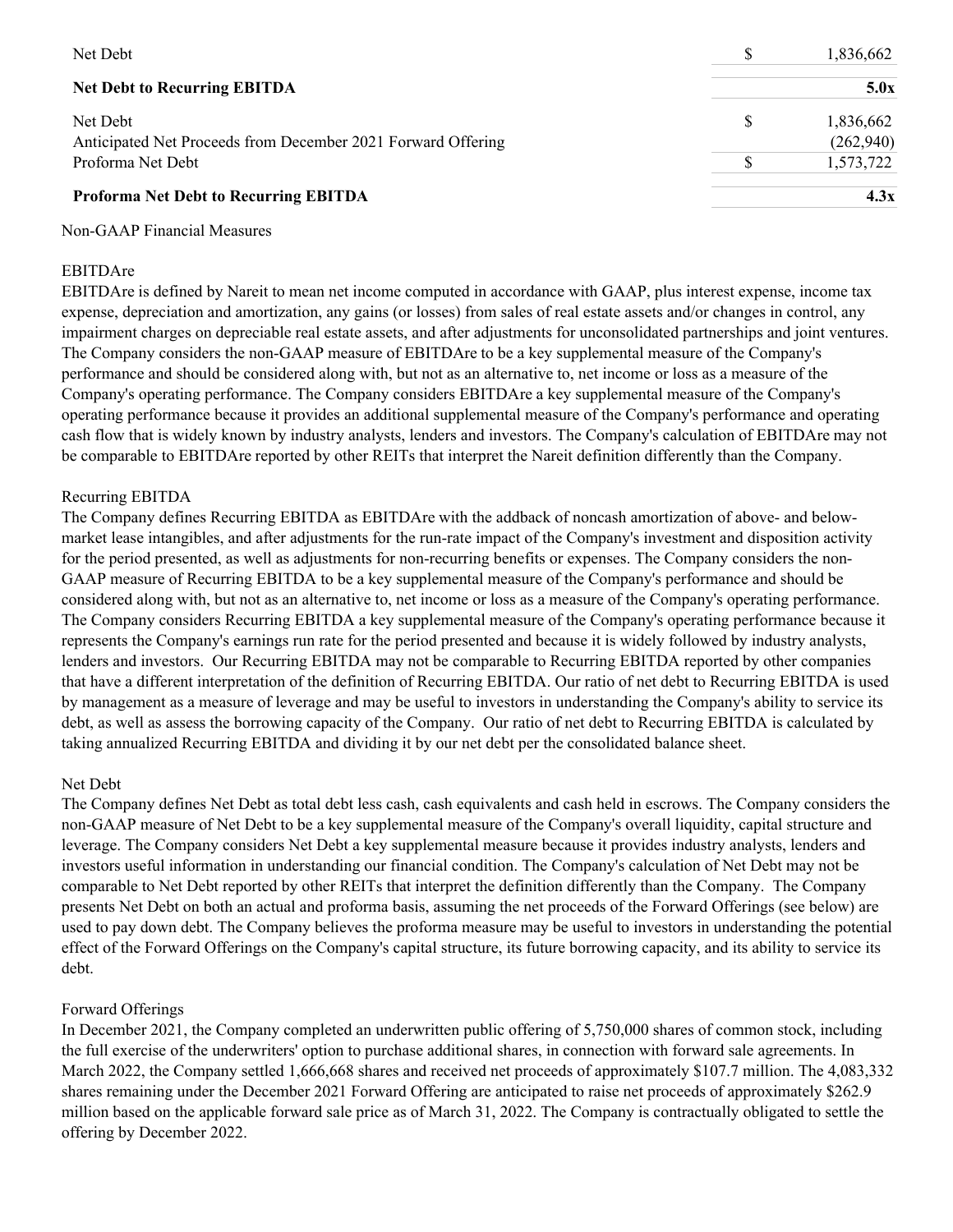| | | |
|---|---|---|
| Net Debt | $ | 1,836,662 |
| **Net Debt to Recurring EBITDA** | | **5.0x** |
| Net Debt | $ | 1,836,662 |
| Anticipated Net Proceeds from December 2021 Forward Offering | | (262,940) |
| Proforma Net Debt | $ | 1,573,722 |
| **Proforma Net Debt to Recurring EBITDA** | | **4.3x** |

Non-GAAP Financial Measures

EBITDAre

EBITDAre is defined by Nareit to mean net income computed in accordance with GAAP, plus interest expense, income tax expense, depreciation and amortization, any gains (or losses) from sales of real estate assets and/or changes in control, any impairment charges on depreciable real estate assets, and after adjustments for unconsolidated partnerships and joint ventures. The Company considers the non-GAAP measure of EBITDAre to be a key supplemental measure of the Company's performance and should be considered along with, but not as an alternative to, net income or loss as a measure of the Company's operating performance. The Company considers EBITDAre a key supplemental measure of the Company's operating performance because it provides an additional supplemental measure of the Company's performance and operating cash flow that is widely known by industry analysts, lenders and investors. The Company's calculation of EBITDAre may not be comparable to EBITDAre reported by other REITs that interpret the Nareit definition differently than the Company.

Recurring EBITDA

The Company defines Recurring EBITDA as EBITDAre with the addback of noncash amortization of above- and below-market lease intangibles, and after adjustments for the run-rate impact of the Company's investment and disposition activity for the period presented, as well as adjustments for non-recurring benefits or expenses. The Company considers the non-GAAP measure of Recurring EBITDA to be a key supplemental measure of the Company's performance and should be considered along with, but not as an alternative to, net income or loss as a measure of the Company's operating performance. The Company considers Recurring EBITDA a key supplemental measure of the Company's operating performance because it represents the Company's earnings run rate for the period presented and because it is widely followed by industry analysts, lenders and investors. Our Recurring EBITDA may not be comparable to Recurring EBITDA reported by other companies that have a different interpretation of the definition of Recurring EBITDA. Our ratio of net debt to Recurring EBITDA is used by management as a measure of leverage and may be useful to investors in understanding the Company's ability to service its debt, as well as assess the borrowing capacity of the Company. Our ratio of net debt to Recurring EBITDA is calculated by taking annualized Recurring EBITDA and dividing it by our net debt per the consolidated balance sheet.

Net Debt

The Company defines Net Debt as total debt less cash, cash equivalents and cash held in escrows. The Company considers the non-GAAP measure of Net Debt to be a key supplemental measure of the Company's overall liquidity, capital structure and leverage. The Company considers Net Debt a key supplemental measure because it provides industry analysts, lenders and investors useful information in understanding our financial condition. The Company's calculation of Net Debt may not be comparable to Net Debt reported by other REITs that interpret the definition differently than the Company. The Company presents Net Debt on both an actual and proforma basis, assuming the net proceeds of the Forward Offerings (see below) are used to pay down debt. The Company believes the proforma measure may be useful to investors in understanding the potential effect of the Forward Offerings on the Company's capital structure, its future borrowing capacity, and its ability to service its debt.

Forward Offerings

In December 2021, the Company completed an underwritten public offering of 5,750,000 shares of common stock, including the full exercise of the underwriters' option to purchase additional shares, in connection with forward sale agreements. In March 2022, the Company settled 1,666,668 shares and received net proceeds of approximately $107.7 million. The 4,083,332 shares remaining under the December 2021 Forward Offering are anticipated to raise net proceeds of approximately $262.9 million based on the applicable forward sale price as of March 31, 2022. The Company is contractually obligated to settle the offering by December 2022.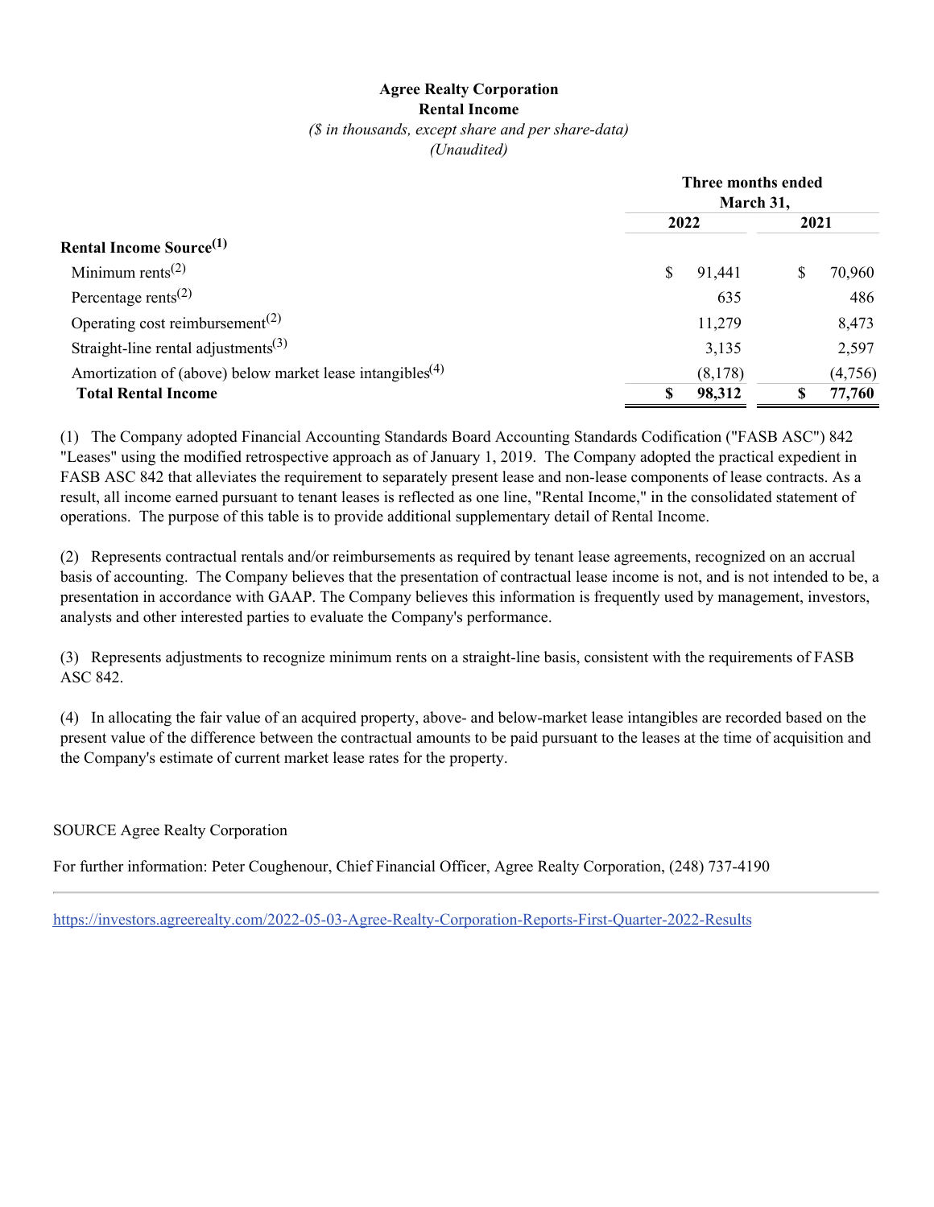**Agree Realty Corporation**
**Rental Income**
*($ in thousands, except share and per share-data)*
*(Unaudited)*

| | Three months ended March 31, | |
|---|---|---|
| | **2022** | **2021** |
| **Rental Income Source**[(1)] | | |
| Minimum rents[(2)] | $ 91,441 | $ 70,960 |
| Percentage rents[(2)] | 635 | 486 |
| Operating cost reimbursement[(2)] | 11,279 | 8,473 |
| Straight-line rental adjustments[(3)] | 3,135 | 2,597 |
| Amortization of (above) below market lease intangibles[(4)] | (8,178) | (4,756) |
| **Total Rental Income** | **$ 98,312** | **$ 77,760** |

(1) The Company adopted Financial Accounting Standards Board Accounting Standards Codification ("FASB ASC") 842 "Leases" using the modified retrospective approach as of January 1, 2019. The Company adopted the practical expedient in FASB ASC 842 that alleviates the requirement to separately present lease and non-lease components of lease contracts. As a result, all income earned pursuant to tenant leases is reflected as one line, "Rental Income," in the consolidated statement of operations. The purpose of this table is to provide additional supplementary detail of Rental Income.

(2) Represents contractual rentals and/or reimbursements as required by tenant lease agreements, recognized on an accrual basis of accounting. The Company believes that the presentation of contractual lease income is not, and is not intended to be, a presentation in accordance with GAAP. The Company believes this information is frequently used by management, investors, analysts and other interested parties to evaluate the Company's performance.

(3) Represents adjustments to recognize minimum rents on a straight-line basis, consistent with the requirements of FASB ASC 842.

(4) In allocating the fair value of an acquired property, above- and below-market lease intangibles are recorded based on the present value of the difference between the contractual amounts to be paid pursuant to the leases at the time of acquisition and the Company's estimate of current market lease rates for the property.

SOURCE Agree Realty Corporation

For further information: Peter Coughenour, Chief Financial Officer, Agree Realty Corporation, (248) 737-4190

https://investors.agreerealty.com/2022-05-03-Agree-Realty-Corporation-Reports-First-Quarter-2022-Results